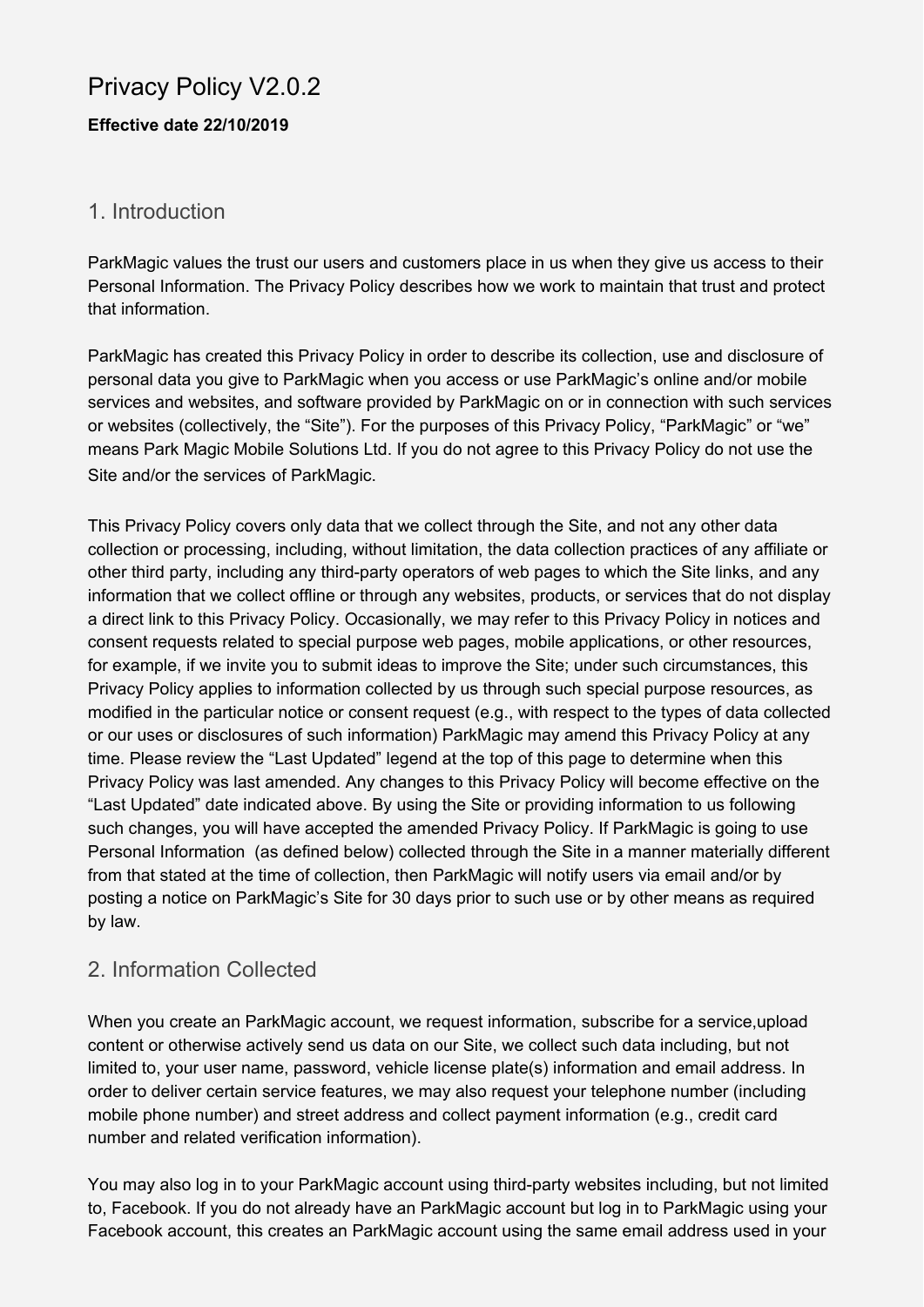# Privacy Policy V2.0.2

**Effective date 22/10/2019**

## 1. Introduction

ParkMagic values the trust our users and customers place in us when they give us access to their Personal Information. The Privacy Policy describes how we work to maintain that trust and protect that information.

ParkMagic has created this Privacy Policy in order to describe its collection, use and disclosure of personal data you give to ParkMagic when you access or use ParkMagic's online and/or mobile services and websites, and software provided by ParkMagic on or in connection with such services or websites (collectively, the "Site"). For the purposes of this Privacy Policy, "ParkMagic" or "we" means Park Magic Mobile Solutions Ltd. If you do not agree to this Privacy Policy do not use the Site and/or the services of ParkMagic.

This Privacy Policy covers only data that we collect through the Site, and not any other data collection or processing, including, without limitation, the data collection practices of any affiliate or other third party, including any third-party operators of web pages to which the Site links, and any information that we collect offline or through any websites, products, or services that do not display a direct link to this Privacy Policy. Occasionally, we may refer to this Privacy Policy in notices and consent requests related to special purpose web pages, mobile applications, or other resources, for example, if we invite you to submit ideas to improve the Site; under such circumstances, this Privacy Policy applies to information collected by us through such special purpose resources, as modified in the particular notice or consent request (e.g., with respect to the types of data collected or our uses or disclosures of such information) ParkMagic may amend this Privacy Policy at any time. Please review the "Last Updated" legend at the top of this page to determine when this Privacy Policy was last amended. Any changes to this Privacy Policy will become effective on the "Last Updated" date indicated above. By using the Site or providing information to us following such changes, you will have accepted the amended Privacy Policy. If ParkMagic is going to use Personal Information (as defined below) collected through the Site in a manner materially different from that stated at the time of collection, then ParkMagic will notify users via email and/or by posting a notice on ParkMagic's Site for 30 days prior to such use or by other means as required by law.

## 2. Information Collected

When you create an ParkMagic account, we request information, subscribe for a service,upload content or otherwise actively send us data on our Site, we collect such data including, but not limited to, your user name, password, vehicle license plate(s) information and email address. In order to deliver certain service features, we may also request your telephone number (including mobile phone number) and street address and collect payment information (e.g., credit card number and related verification information).

You may also log in to your ParkMagic account using third-party websites including, but not limited to, Facebook. If you do not already have an ParkMagic account but log in to ParkMagic using your Facebook account, this creates an ParkMagic account using the same email address used in your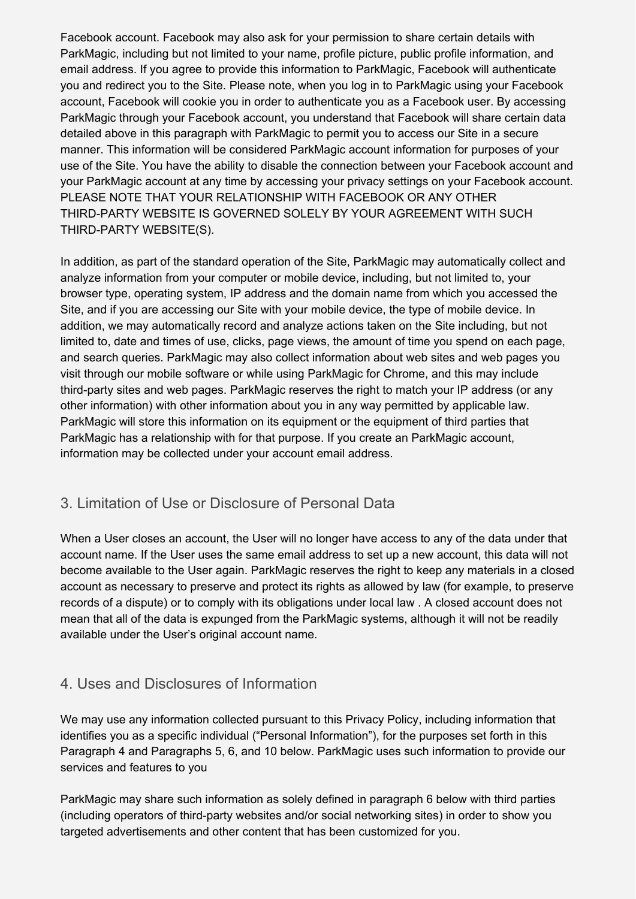Facebook account. Facebook may also ask for your permission to share certain details with ParkMagic, including but not limited to your name, profile picture, public profile information, and email address. If you agree to provide this information to ParkMagic, Facebook will authenticate you and redirect you to the Site. Please note, when you log in to ParkMagic using your Facebook account, Facebook will cookie you in order to authenticate you as a Facebook user. By accessing ParkMagic through your Facebook account, you understand that Facebook will share certain data detailed above in this paragraph with ParkMagic to permit you to access our Site in a secure manner. This information will be considered ParkMagic account information for purposes of your use of the Site. You have the ability to disable the connection between your Facebook account and your ParkMagic account at any time by accessing your privacy settings on your Facebook account. PLEASE NOTE THAT YOUR RELATIONSHIP WITH FACEBOOK OR ANY OTHER THIRD-PARTY WEBSITE IS GOVERNED SOLELY BY YOUR AGREEMENT WITH SUCH THIRD-PARTY WEBSITE(S).

In addition, as part of the standard operation of the Site, ParkMagic may automatically collect and analyze information from your computer or mobile device, including, but not limited to, your browser type, operating system, IP address and the domain name from which you accessed the Site, and if you are accessing our Site with your mobile device, the type of mobile device. In addition, we may automatically record and analyze actions taken on the Site including, but not limited to, date and times of use, clicks, page views, the amount of time you spend on each page, and search queries. ParkMagic may also collect information about web sites and web pages you visit through our mobile software or while using ParkMagic for Chrome, and this may include third-party sites and web pages. ParkMagic reserves the right to match your IP address (or any other information) with other information about you in any way permitted by applicable law. ParkMagic will store this information on its equipment or the equipment of third parties that ParkMagic has a relationship with for that purpose. If you create an ParkMagic account, information may be collected under your account email address.

## 3. Limitation of Use or Disclosure of Personal Data

When a User closes an account, the User will no longer have access to any of the data under that account name. If the User uses the same email address to set up a new account, this data will not become available to the User again. ParkMagic reserves the right to keep any materials in a closed account as necessary to preserve and protect its rights as allowed by law (for example, to preserve records of a dispute) or to comply with its obligations under local law . A closed account does not mean that all of the data is expunged from the ParkMagic systems, although it will not be readily available under the User's original account name.

## 4. Uses and Disclosures of Information

We may use any information collected pursuant to this Privacy Policy, including information that identifies you as a specific individual ("Personal Information"), for the purposes set forth in this Paragraph 4 and Paragraphs 5, 6, and 10 below. ParkMagic uses such information to provide our services and features to you

ParkMagic may share such information as solely defined in paragraph 6 below with third parties (including operators of third-party websites and/or social networking sites) in order to show you targeted advertisements and other content that has been customized for you.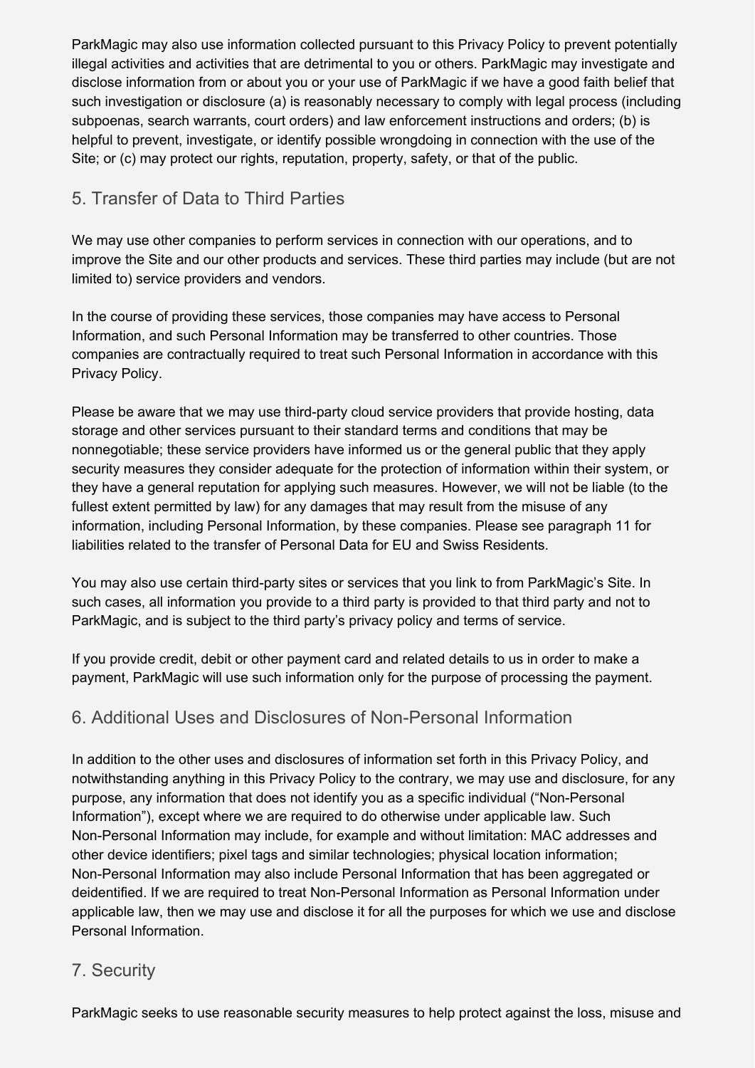ParkMagic may also use information collected pursuant to this Privacy Policy to prevent potentially illegal activities and activities that are detrimental to you or others. ParkMagic may investigate and disclose information from or about you or your use of ParkMagic if we have a good faith belief that such investigation or disclosure (a) is reasonably necessary to comply with legal process (including subpoenas, search warrants, court orders) and law enforcement instructions and orders; (b) is helpful to prevent, investigate, or identify possible wrongdoing in connection with the use of the Site; or (c) may protect our rights, reputation, property, safety, or that of the public.

## 5. Transfer of Data to Third Parties

We may use other companies to perform services in connection with our operations, and to improve the Site and our other products and services. These third parties may include (but are not limited to) service providers and vendors.

In the course of providing these services, those companies may have access to Personal Information, and such Personal Information may be transferred to other countries. Those companies are contractually required to treat such Personal Information in accordance with this Privacy Policy.

Please be aware that we may use third-party cloud service providers that provide hosting, data storage and other services pursuant to their standard terms and conditions that may be nonnegotiable; these service providers have informed us or the general public that they apply security measures they consider adequate for the protection of information within their system, or they have a general reputation for applying such measures. However, we will not be liable (to the fullest extent permitted by law) for any damages that may result from the misuse of any information, including Personal Information, by these companies. Please see paragraph 11 for liabilities related to the transfer of Personal Data for EU and Swiss Residents.

You may also use certain third-party sites or services that you link to from ParkMagic's Site. In such cases, all information you provide to a third party is provided to that third party and not to ParkMagic, and is subject to the third party's privacy policy and terms of service.

If you provide credit, debit or other payment card and related details to us in order to make a payment, ParkMagic will use such information only for the purpose of processing the payment.

## 6. Additional Uses and Disclosures of Non-Personal Information

In addition to the other uses and disclosures of information set forth in this Privacy Policy, and notwithstanding anything in this Privacy Policy to the contrary, we may use and disclosure, for any purpose, any information that does not identify you as a specific individual ("Non-Personal Information"), except where we are required to do otherwise under applicable law. Such Non-Personal Information may include, for example and without limitation: MAC addresses and other device identifiers; pixel tags and similar technologies; physical location information; Non-Personal Information may also include Personal Information that has been aggregated or deidentified. If we are required to treat Non-Personal Information as Personal Information under applicable law, then we may use and disclose it for all the purposes for which we use and disclose Personal Information.

## 7. Security

ParkMagic seeks to use reasonable security measures to help protect against the loss, misuse and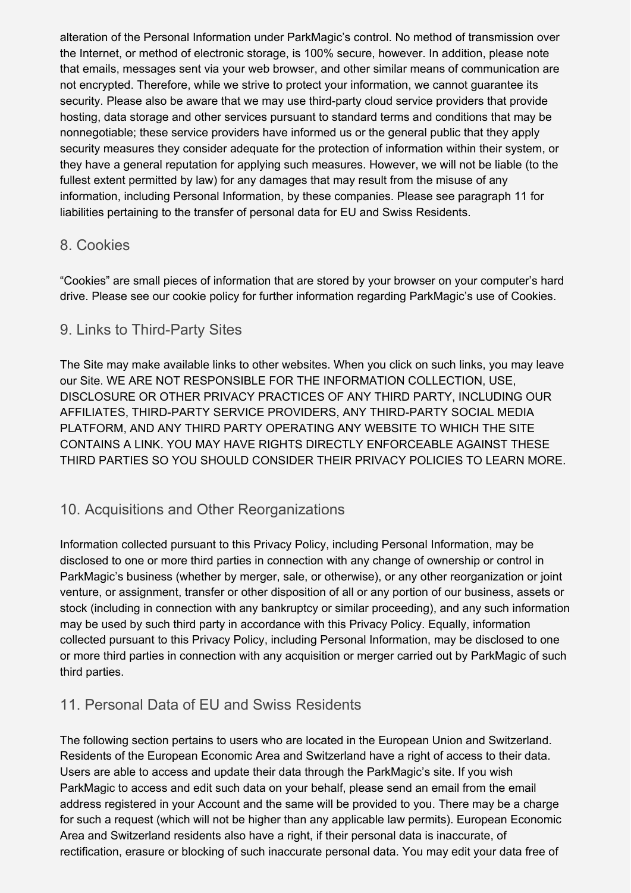alteration of the Personal Information under ParkMagic's control. No method of transmission over the Internet, or method of electronic storage, is 100% secure, however. In addition, please note that emails, messages sent via your web browser, and other similar means of communication are not encrypted. Therefore, while we strive to protect your information, we cannot guarantee its security. Please also be aware that we may use third-party cloud service providers that provide hosting, data storage and other services pursuant to standard terms and conditions that may be nonnegotiable; these service providers have informed us or the general public that they apply security measures they consider adequate for the protection of information within their system, or they have a general reputation for applying such measures. However, we will not be liable (to the fullest extent permitted by law) for any damages that may result from the misuse of any information, including Personal Information, by these companies. Please see paragraph 11 for liabilities pertaining to the transfer of personal data for EU and Swiss Residents.

## 8. Cookies

"Cookies" are small pieces of information that are stored by your browser on your computer's hard drive. Please see our cookie policy for further information regarding ParkMagic's use of Cookies.

## 9. Links to Third-Party Sites

The Site may make available links to other websites. When you click on such links, you may leave our Site. WE ARE NOT RESPONSIBLE FOR THE INFORMATION COLLECTION, USE, DISCLOSURE OR OTHER PRIVACY PRACTICES OF ANY THIRD PARTY, INCLUDING OUR AFFILIATES, THIRD-PARTY SERVICE PROVIDERS, ANY THIRD-PARTY SOCIAL MEDIA PLATFORM, AND ANY THIRD PARTY OPERATING ANY WEBSITE TO WHICH THE SITE CONTAINS A LINK. YOU MAY HAVE RIGHTS DIRECTLY ENFORCEABLE AGAINST THESE THIRD PARTIES SO YOU SHOULD CONSIDER THEIR PRIVACY POLICIES TO LEARN MORE.

## 10. Acquisitions and Other Reorganizations

Information collected pursuant to this Privacy Policy, including Personal Information, may be disclosed to one or more third parties in connection with any change of ownership or control in ParkMagic's business (whether by merger, sale, or otherwise), or any other reorganization or joint venture, or assignment, transfer or other disposition of all or any portion of our business, assets or stock (including in connection with any bankruptcy or similar proceeding), and any such information may be used by such third party in accordance with this Privacy Policy. Equally, information collected pursuant to this Privacy Policy, including Personal Information, may be disclosed to one or more third parties in connection with any acquisition or merger carried out by ParkMagic of such third parties.

## 11. Personal Data of EU and Swiss Residents

The following section pertains to users who are located in the European Union and Switzerland. Residents of the European Economic Area and Switzerland have a right of access to their data. Users are able to access and update their data through the ParkMagic's site. If you wish ParkMagic to access and edit such data on your behalf, please send an email from the email address registered in your Account and the same will be provided to you. There may be a charge for such a request (which will not be higher than any applicable law permits). European Economic Area and Switzerland residents also have a right, if their personal data is inaccurate, of rectification, erasure or blocking of such inaccurate personal data. You may edit your data free of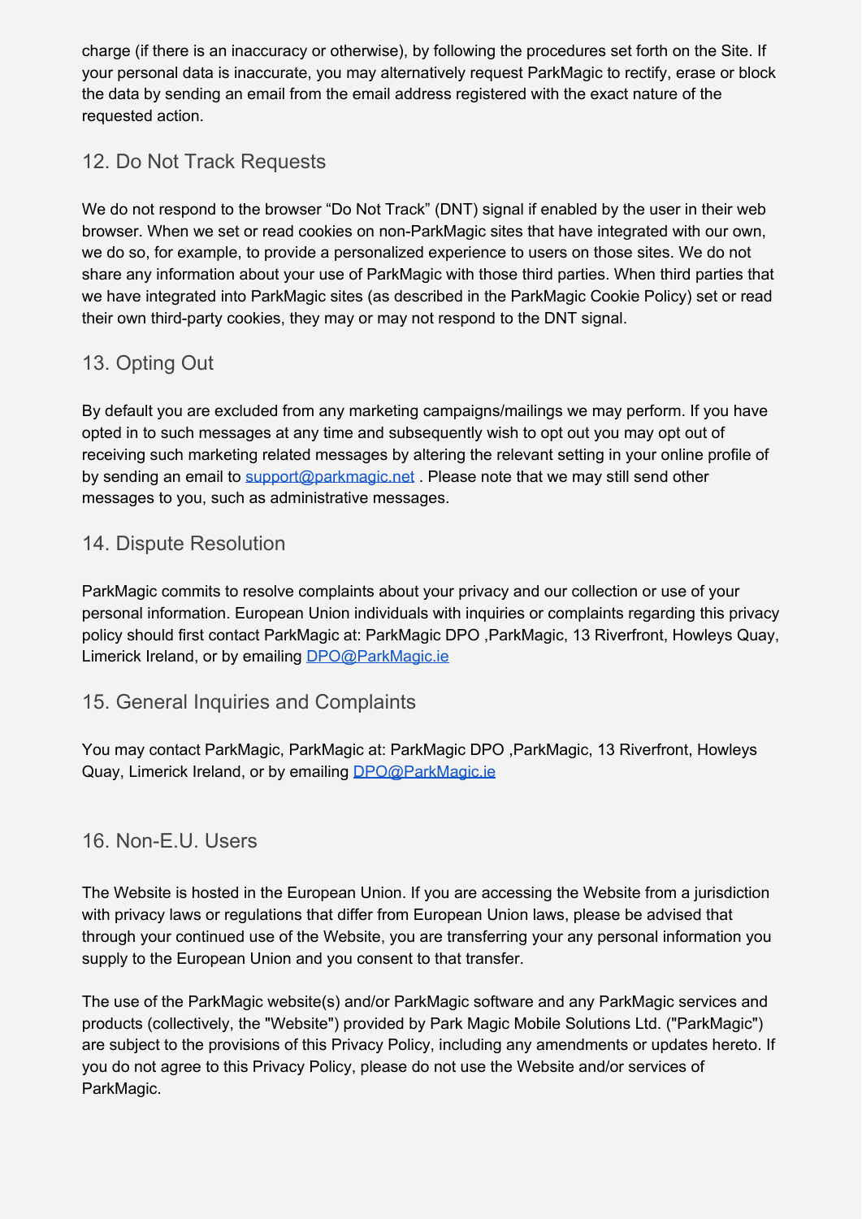charge (if there is an inaccuracy or otherwise), by following the procedures set forth on the Site. If your personal data is inaccurate, you may alternatively request ParkMagic to rectify, erase or block the data by sending an email from the email address registered with the exact nature of the requested action.

## 12. Do Not Track Requests

We do not respond to the browser “Do Not Track” (DNT) signal if enabled by the user in their web browser. When we set or read cookies on non-ParkMagic sites that have integrated with our own, we do so, for example, to provide a personalized experience to users on those sites. We do not share any information about your use of ParkMagic with those third parties. When third parties that we have integrated into ParkMagic sites (as described in the ParkMagic Cookie Policy) set or read their own third-party cookies, they may or may not respond to the DNT signal.

## 13. Opting Out

By default you are excluded from any marketing campaigns/mailings we may perform. If you have opted in to such messages at any time and subsequently wish to opt out you may opt out of receiving such marketing related messages by altering the relevant setting in your online profile of by sending an email to support@parkmagic.net . Please note that we may still send other messages to you, such as administrative messages.

## 14. Dispute Resolution

ParkMagic commits to resolve complaints about your privacy and our collection or use of your personal information. European Union individuals with inquiries or complaints regarding this privacy policy should first contact ParkMagic at: ParkMagic DPO ,ParkMagic, 13 Riverfront, Howleys Quay, Limerick Ireland, or by emailing DPO@ParkMagic.ie

## 15. General Inquiries and Complaints

You may contact ParkMagic, ParkMagic at: ParkMagic DPO ,ParkMagic, 13 Riverfront, Howleys Quay, Limerick Ireland, or by emailing DPO@ParkMagic.ie

## 16. Non-E.U. Users

The Website is hosted in the European Union. If you are accessing the Website from a jurisdiction with privacy laws or regulations that differ from European Union laws, please be advised that through your continued use of the Website, you are transferring your any personal information you supply to the European Union and you consent to that transfer.

The use of the ParkMagic website(s) and/or ParkMagic software and any ParkMagic services and products (collectively, the "Website") provided by Park Magic Mobile Solutions Ltd. ("ParkMagic") are subject to the provisions of this Privacy Policy, including any amendments or updates hereto. If you do not agree to this Privacy Policy, please do not use the Website and/or services of ParkMagic.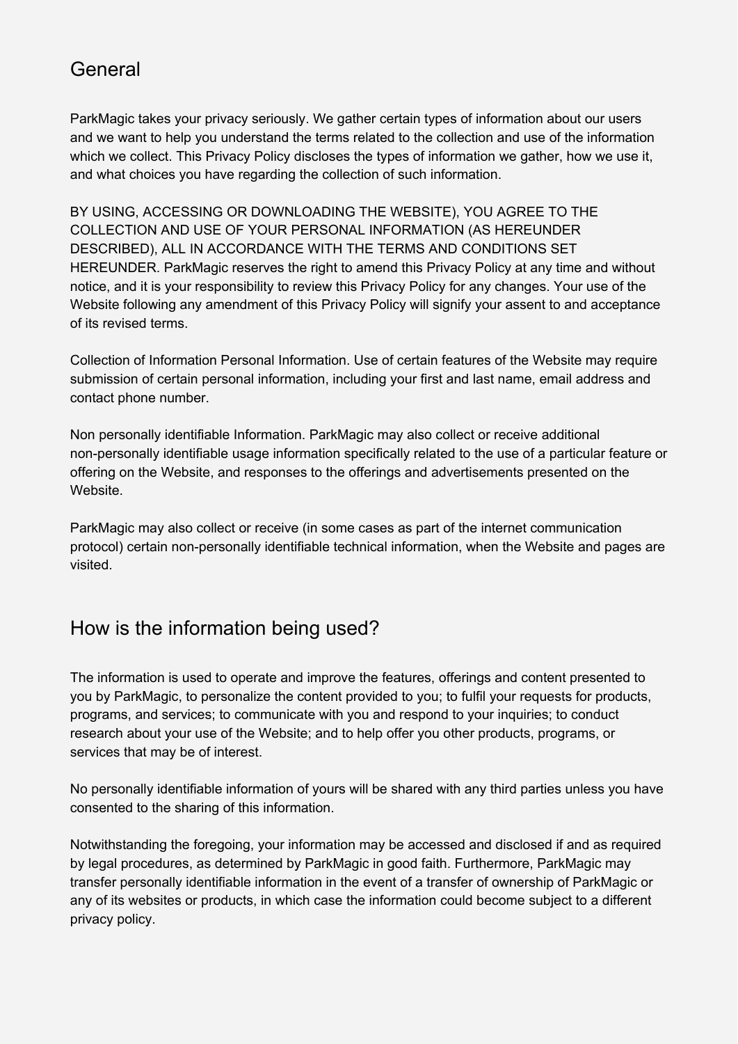## General

ParkMagic takes your privacy seriously. We gather certain types of information about our users and we want to help you understand the terms related to the collection and use of the information which we collect. This Privacy Policy discloses the types of information we gather, how we use it, and what choices you have regarding the collection of such information.

BY USING, ACCESSING OR DOWNLOADING THE WEBSITE), YOU AGREE TO THE COLLECTION AND USE OF YOUR PERSONAL INFORMATION (AS HEREUNDER DESCRIBED), ALL IN ACCORDANCE WITH THE TERMS AND CONDITIONS SET HEREUNDER. ParkMagic reserves the right to amend this Privacy Policy at any time and without notice, and it is your responsibility to review this Privacy Policy for any changes. Your use of the Website following any amendment of this Privacy Policy will signify your assent to and acceptance of its revised terms.

Collection of Information Personal Information. Use of certain features of the Website may require submission of certain personal information, including your first and last name, email address and contact phone number.

Non personally identifiable Information. ParkMagic may also collect or receive additional non-personally identifiable usage information specifically related to the use of a particular feature or offering on the Website, and responses to the offerings and advertisements presented on the Website.

ParkMagic may also collect or receive (in some cases as part of the internet communication protocol) certain non-personally identifiable technical information, when the Website and pages are visited.

## How is the information being used?

The information is used to operate and improve the features, offerings and content presented to you by ParkMagic, to personalize the content provided to you; to fulfil your requests for products, programs, and services; to communicate with you and respond to your inquiries; to conduct research about your use of the Website; and to help offer you other products, programs, or services that may be of interest.

No personally identifiable information of yours will be shared with any third parties unless you have consented to the sharing of this information.

Notwithstanding the foregoing, your information may be accessed and disclosed if and as required by legal procedures, as determined by ParkMagic in good faith. Furthermore, ParkMagic may transfer personally identifiable information in the event of a transfer of ownership of ParkMagic or any of its websites or products, in which case the information could become subject to a different privacy policy.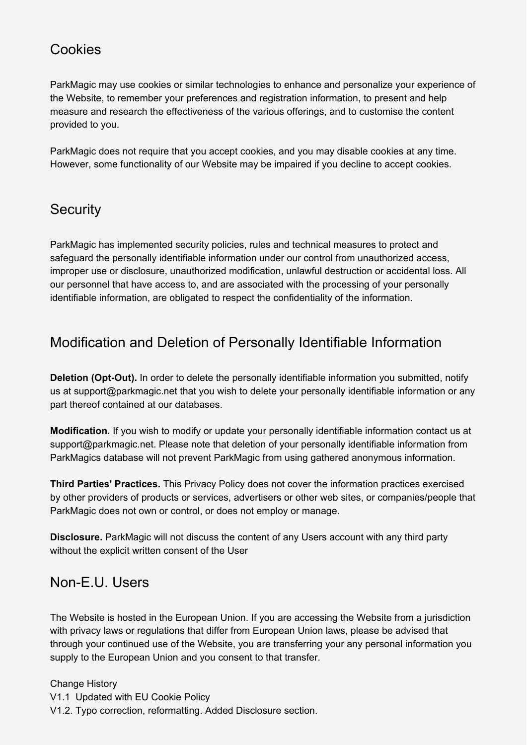## Cookies

ParkMagic may use cookies or similar technologies to enhance and personalize your experience of the Website, to remember your preferences and registration information, to present and help measure and research the effectiveness of the various offerings, and to customise the content provided to you.

ParkMagic does not require that you accept cookies, and you may disable cookies at any time. However, some functionality of our Website may be impaired if you decline to accept cookies.

## Security

ParkMagic has implemented security policies, rules and technical measures to protect and safeguard the personally identifiable information under our control from unauthorized access, improper use or disclosure, unauthorized modification, unlawful destruction or accidental loss. All our personnel that have access to, and are associated with the processing of your personally identifiable information, are obligated to respect the confidentiality of the information.

## Modification and Deletion of Personally Identifiable Information

**Deletion (Opt-Out).** In order to delete the personally identifiable information you submitted, notify us at support@parkmagic.net that you wish to delete your personally identifiable information or any part thereof contained at our databases.

**Modification.** If you wish to modify or update your personally identifiable information contact us at support@parkmagic.net. Please note that deletion of your personally identifiable information from ParkMagics database will not prevent ParkMagic from using gathered anonymous information.

**Third Parties' Practices.** This Privacy Policy does not cover the information practices exercised by other providers of products or services, advertisers or other web sites, or companies/people that ParkMagic does not own or control, or does not employ or manage.

**Disclosure.** ParkMagic will not discuss the content of any Users account with any third party without the explicit written consent of the User

## Non-E.U. Users

The Website is hosted in the European Union. If you are accessing the Website from a jurisdiction with privacy laws or regulations that differ from European Union laws, please be advised that through your continued use of the Website, you are transferring your any personal information you supply to the European Union and you consent to that transfer.

Change History
V1.1 Updated with EU Cookie Policy
V1.2. Typo correction, reformatting. Added Disclosure section.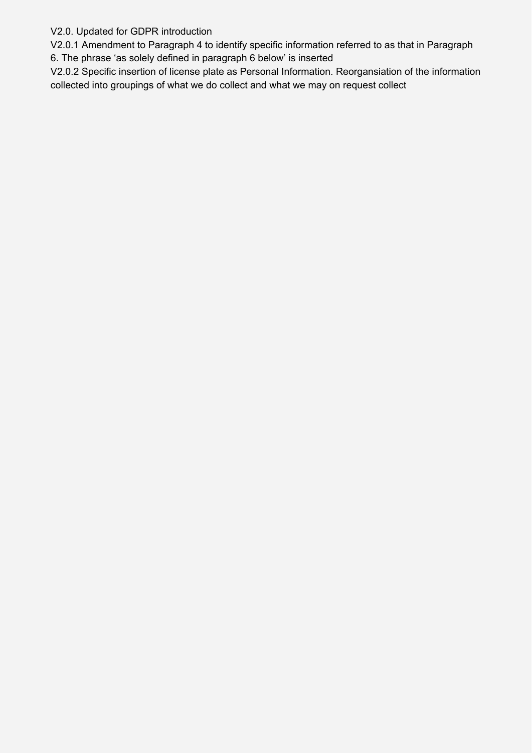V2.0. Updated for GDPR introduction

V2.0.1 Amendment to Paragraph 4 to identify specific information referred to as that in Paragraph 6. The phrase 'as solely defined in paragraph 6 below' is inserted

V2.0.2 Specific insertion of license plate as Personal Information. Reorgansiation of the information collected into groupings of what we do collect and what we may on request collect